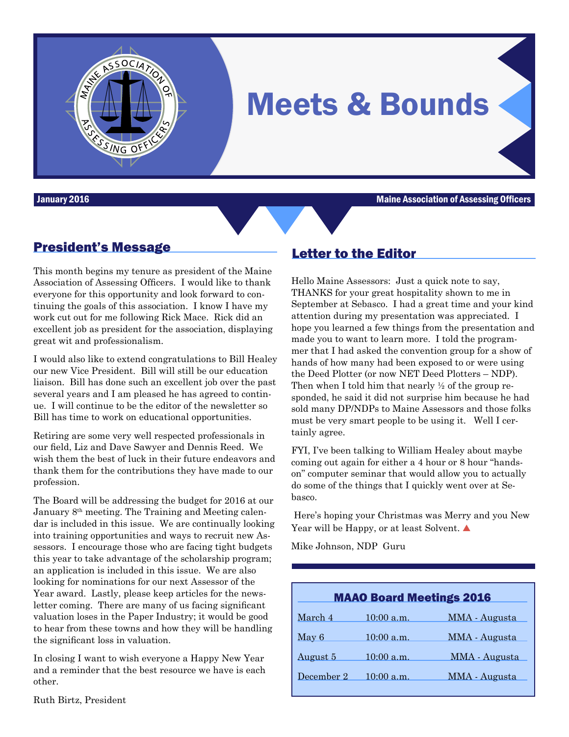# Meets & Bounds

January 2016 — Maine Association of Assessing Officers

## President's Message

This month begins my tenure as president of the Maine Association of Assessing Officers. I would like to thank everyone for this opportunity and look forward to continuing the goals of this association. I know I have my work cut out for me following Rick Mace. Rick did an excellent job as president for the association, displaying great wit and professionalism.

I would also like to extend congratulations to Bill Healey our new Vice President. Bill will still be our education liaison. Bill has done such an excellent job over the past several years and I am pleased he has agreed to continue. I will continue to be the editor of the newsletter so Bill has time to work on educational opportunities.

Retiring are some very well respected professionals in our field, Liz and Dave Sawyer and Dennis Reed. We wish them the best of luck in their future endeavors and thank them for the contributions they have made to our profession.

The Board will be addressing the budget for 2016 at our January 8th meeting. The Training and Meeting calendar is included in this issue. We are continually looking into training opportunities and ways to recruit new Assessors. I encourage those who are facing tight budgets this year to take advantage of the scholarship program; an application is included in this issue. We are also looking for nominations for our next Assessor of the Year award. Lastly, please keep articles for the newsletter coming. There are many of us facing significant valuation loses in the Paper Industry; it would be good to hear from these towns and how they will be handling the significant loss in valuation.

In closing I want to wish everyone a Happy New Year and a reminder that the best resource we have is each other.

Ruth Birtz, President

## Letter to the Editor

Hello Maine Assessors: Just a quick note to say, THANKS for your great hospitality shown to me in September at Sebasco. I had a great time and your kind attention during my presentation was appreciated. I hope you learned a few things from the presentation and made you to want to learn more. I told the programmer that I had asked the convention group for a show of hands of how many had been exposed to or were using the Deed Plotter (or now NET Deed Plotters – NDP). Then when I told him that nearly ½ of the group responded, he said it did not surprise him because he had sold many DP/NDPs to Maine Assessors and those folks must be very smart people to be using it. Well I certainly agree.

FYI, I've been talking to William Healey about maybe coming out again for either a 4 hour or 8 hour "hands-on" computer seminar that would allow you to actually do some of the things that I quickly went over at Sebasco.

Here's hoping your Christmas was Merry and you New Year will be Happy, or at least Solvent. ▲

Mike Johnson, NDP Guru

### MAAO Board Meetings 2016

| Date | Time | Location |
|---|---|---|
| March 4 | 10:00 a.m. | MMA - Augusta |
| May 6 | 10:00 a.m. | MMA - Augusta |
| August 5 | 10:00 a.m. | MMA - Augusta |
| December 2 | 10:00 a.m. | MMA - Augusta |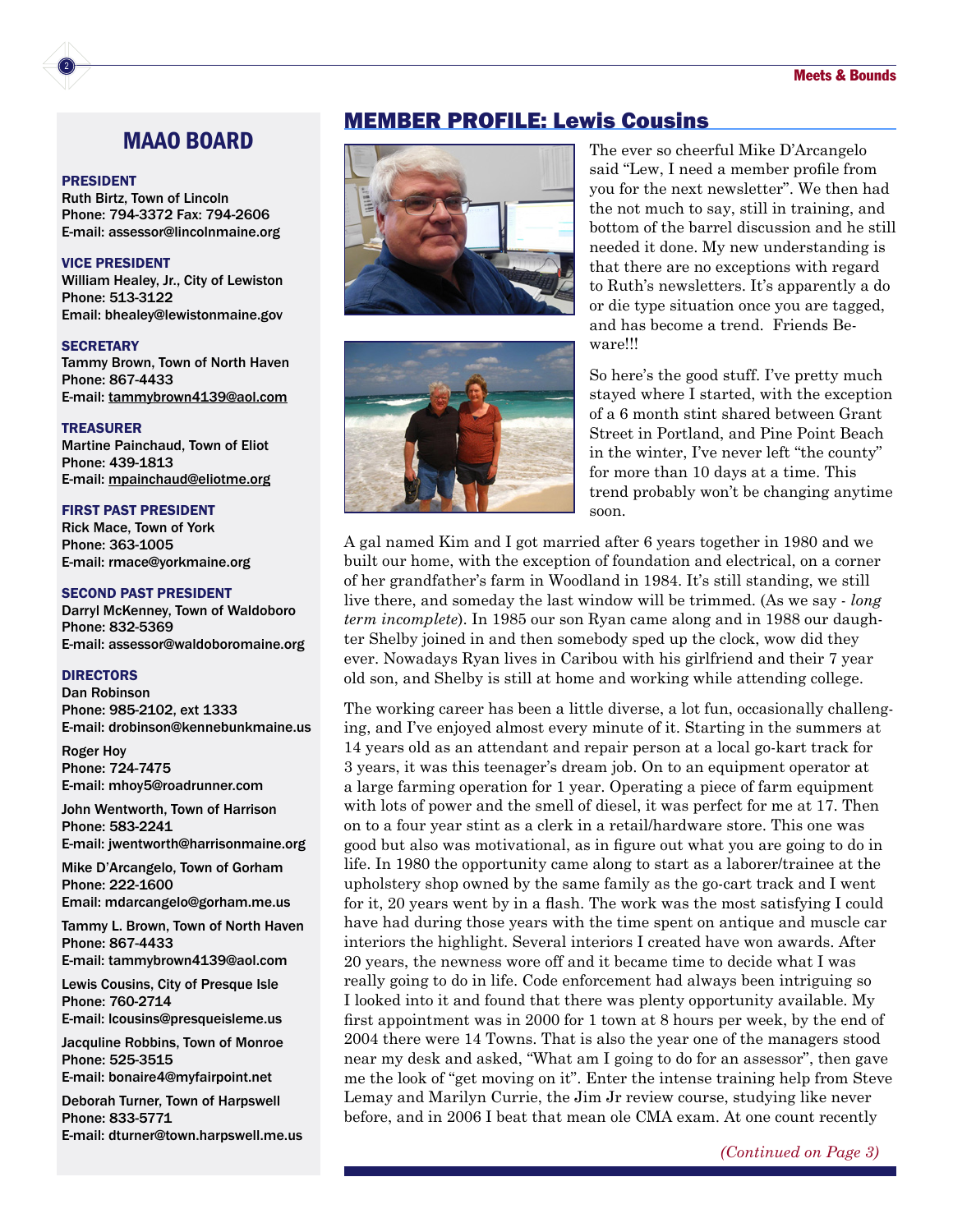## MAAO BOARD

**PRESIDENT**
Ruth Birtz, Town of Lincoln
Phone: 794-3372 Fax: 794-2606
E-mail: assessor@lincolnmaine.org

**VICE PRESIDENT**
William Healey, Jr., City of Lewiston
Phone: 513-3122
Email: bhealey@lewistonmaine.gov

**SECRETARY**
Tammy Brown, Town of North Haven
Phone: 867-4433
E-mail: tammybrown4139@aol.com

**TREASURER**
Martine Painchaud, Town of Eliot
Phone: 439-1813
E-mail: mpainchaud@eliotme.org

**FIRST PAST PRESIDENT**
Rick Mace, Town of York
Phone: 363-1005
E-mail: rmace@yorkmaine.org

**SECOND PAST PRESIDENT**
Darryl McKenney, Town of Waldoboro
Phone: 832-5369
E-mail: assessor@waldoboromaine.org

**DIRECTORS**

Dan Robinson
Phone: 985-2102, ext 1333
E-mail: drobinson@kennebunkmaine.us

Roger Hoy
Phone: 724-7475
E-mail: mhoy5@roadrunner.com

John Wentworth, Town of Harrison
Phone: 583-2241
E-mail: jwentworth@harrisonmaine.org

Mike D'Arcangelo, Town of Gorham
Phone: 222-1600
Email: mdarcangelo@gorham.me.us

Tammy L. Brown, Town of North Haven
Phone: 867-4433
E-mail: tammybrown4139@aol.com

Lewis Cousins, City of Presque Isle
Phone: 760-2714
E-mail: lcousins@presqueisleme.us

Jacquline Robbins, Town of Monroe
Phone: 525-3515
E-mail: bonaire4@myfairpoint.net

Deborah Turner, Town of Harpswell
Phone: 833-5771
E-mail: dturner@town.harpswell.me.us

## MEMBER PROFILE: Lewis Cousins

The ever so cheerful Mike D'Arcangelo said "Lew, I need a member profile from you for the next newsletter". We then had the not much to say, still in training, and bottom of the barrel discussion and he still needed it done. My new understanding is that there are no exceptions with regard to Ruth's newsletters. It's apparently a do or die type situation once you are tagged, and has become a trend. Friends Beware!!!

So here's the good stuff. I've pretty much stayed where I started, with the exception of a 6 month stint shared between Grant Street in Portland, and Pine Point Beach in the winter, I've never left "the county" for more than 10 days at a time. This trend probably won't be changing anytime soon.

A gal named Kim and I got married after 6 years together in 1980 and we built our home, with the exception of foundation and electrical, on a corner of her grandfather's farm in Woodland in 1984. It's still standing, we still live there, and someday the last window will be trimmed. (As we say - *long term incomplete*). In 1985 our son Ryan came along and in 1988 our daughter Shelby joined in and then somebody sped up the clock, wow did they ever. Nowadays Ryan lives in Caribou with his girlfriend and their 7 year old son, and Shelby is still at home and working while attending college.

The working career has been a little diverse, a lot fun, occasionally challenging, and I've enjoyed almost every minute of it. Starting in the summers at 14 years old as an attendant and repair person at a local go-kart track for 3 years, it was this teenager's dream job. On to an equipment operator at a large farming operation for 1 year. Operating a piece of farm equipment with lots of power and the smell of diesel, it was perfect for me at 17. Then on to a four year stint as a clerk in a retail/hardware store. This one was good but also was motivational, as in figure out what you are going to do in life. In 1980 the opportunity came along to start as a laborer/trainee at the upholstery shop owned by the same family as the go-cart track and I went for it, 20 years went by in a flash. The work was the most satisfying I could have had during those years with the time spent on antique and muscle car interiors the highlight. Several interiors I created have won awards. After 20 years, the newness wore off and it became time to decide what I was really going to do in life. Code enforcement had always been intriguing so I looked into it and found that there was plenty opportunity available. My first appointment was in 2000 for 1 town at 8 hours per week, by the end of 2004 there were 14 Towns. That is also the year one of the managers stood near my desk and asked, "What am I going to do for an assessor", then gave me the look of "get moving on it". Enter the intense training help from Steve Lemay and Marilyn Currie, the Jim Jr review course, studying like never before, and in 2006 I beat that mean ole CMA exam. At one count recently

*(Continued on Page 3)*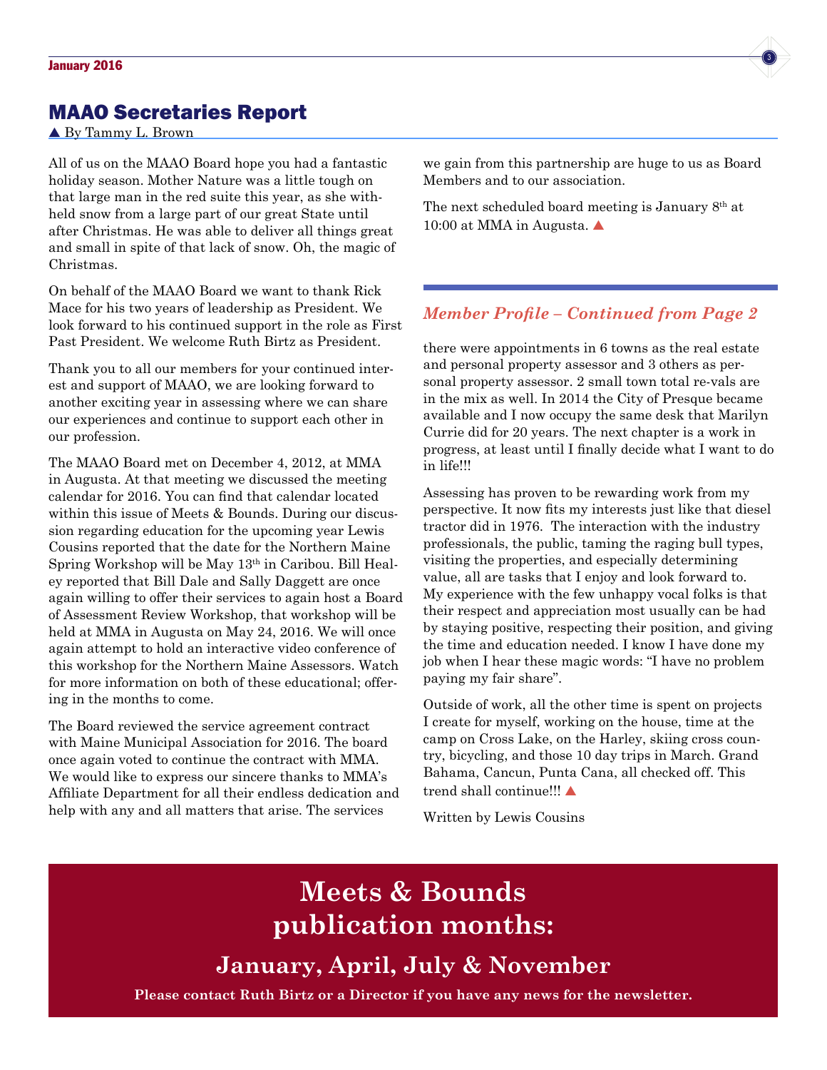## MAAO Secretaries Report

▲ By Tammy L. Brown

All of us on the MAAO Board hope you had a fantastic holiday season. Mother Nature was a little tough on that large man in the red suite this year, as she withheld snow from a large part of our great State until after Christmas. He was able to deliver all things great and small in spite of that lack of snow. Oh, the magic of Christmas.

On behalf of the MAAO Board we want to thank Rick Mace for his two years of leadership as President. We look forward to his continued support in the role as First Past President. We welcome Ruth Birtz as President.

Thank you to all our members for your continued interest and support of MAAO, we are looking forward to another exciting year in assessing where we can share our experiences and continue to support each other in our profession.

The MAAO Board met on December 4, 2012, at MMA in Augusta. At that meeting we discussed the meeting calendar for 2016. You can find that calendar located within this issue of Meets & Bounds. During our discussion regarding education for the upcoming year Lewis Cousins reported that the date for the Northern Maine Spring Workshop will be May 13th in Caribou. Bill Healey reported that Bill Dale and Sally Daggett are once again willing to offer their services to again host a Board of Assessment Review Workshop, that workshop will be held at MMA in Augusta on May 24, 2016. We will once again attempt to hold an interactive video conference of this workshop for the Northern Maine Assessors. Watch for more information on both of these educational; offering in the months to come.

The Board reviewed the service agreement contract with Maine Municipal Association for 2016. The board once again voted to continue the contract with MMA. We would like to express our sincere thanks to MMA's Affiliate Department for all their endless dedication and help with any and all matters that arise. The services we gain from this partnership are huge to us as Board Members and to our association.

The next scheduled board meeting is January 8th at 10:00 at MMA in Augusta. ▲

### *Member Profile – Continued from Page 2*

there were appointments in 6 towns as the real estate and personal property assessor and 3 others as personal property assessor. 2 small town total re-vals are in the mix as well. In 2014 the City of Presque became available and I now occupy the same desk that Marilyn Currie did for 20 years. The next chapter is a work in progress, at least until I finally decide what I want to do in life!!!

Assessing has proven to be rewarding work from my perspective. It now fits my interests just like that diesel tractor did in 1976. The interaction with the industry professionals, the public, taming the raging bull types, visiting the properties, and especially determining value, all are tasks that I enjoy and look forward to. My experience with the few unhappy vocal folks is that their respect and appreciation most usually can be had by staying positive, respecting their position, and giving the time and education needed. I know I have done my job when I hear these magic words: "I have no problem paying my fair share".

Outside of work, all the other time is spent on projects I create for myself, working on the house, time at the camp on Cross Lake, on the Harley, skiing cross country, bicycling, and those 10 day trips in March. Grand Bahama, Cancun, Punta Cana, all checked off. This trend shall continue!!! ▲

Written by Lewis Cousins

## Meets & Bounds publication months:

### January, April, July & November

**Please contact Ruth Birtz or a Director if you have any news for the newsletter.**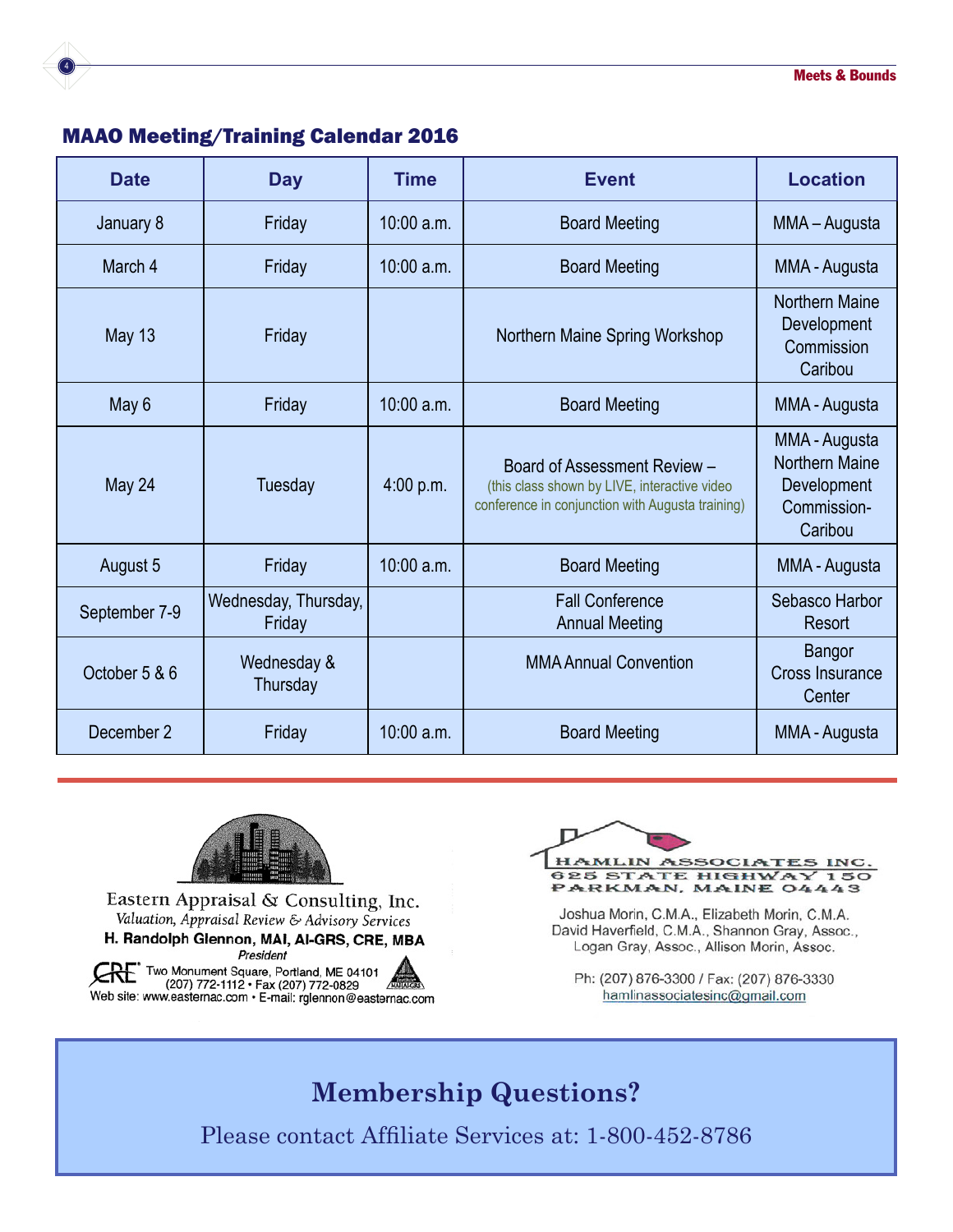## MAAO Meeting/Training Calendar 2016

| Date | Day | Time | Event | Location |
|---|---|---|---|---|
| January 8 | Friday | 10:00 a.m. | Board Meeting | MMA – Augusta |
| March 4 | Friday | 10:00 a.m. | Board Meeting | MMA - Augusta |
| May 13 | Friday | | Northern Maine Spring Workshop | Northern Maine Development Commission Caribou |
| May 6 | Friday | 10:00 a.m. | Board Meeting | MMA - Augusta |
| May 24 | Tuesday | 4:00 p.m. | Board of Assessment Review – (this class shown by LIVE, interactive video conference in conjunction with Augusta training) | MMA - Augusta Northern Maine Development Commission-Caribou |
| August 5 | Friday | 10:00 a.m. | Board Meeting | MMA - Augusta |
| September 7-9 | Wednesday, Thursday, Friday | | Fall Conference Annual Meeting | Sebasco Harbor Resort |
| October 5 & 6 | Wednesday & Thursday | | MMA Annual Convention | Bangor Cross Insurance Center |
| December 2 | Friday | 10:00 a.m. | Board Meeting | MMA - Augusta |

Eastern Appraisal & Consulting, Inc.
*Valuation, Appraisal Review & Advisory Services*
**H. Randolph Glennon, MAI, AI-GRS, CRE, MBA**
*President*
Two Monument Square, Portland, ME 04101
(207) 772-1112 • Fax (207) 772-0829
Web site: www.easternac.com • E-mail: rglennon@easternac.com

HAMLIN ASSOCIATES INC.
625 STATE HIGHWAY 150
PARKMAN, MAINE 04443

Joshua Morin, C.M.A., Elizabeth Morin, C.M.A.
David Haverfield, C.M.A., Shannon Gray, Assoc.,
Logan Gray, Assoc., Allison Morin, Assoc.

Ph: (207) 876-3300 / Fax: (207) 876-3330
hamlinassociatesinc@gmail.com

## Membership Questions?

Please contact Affiliate Services at: 1-800-452-8786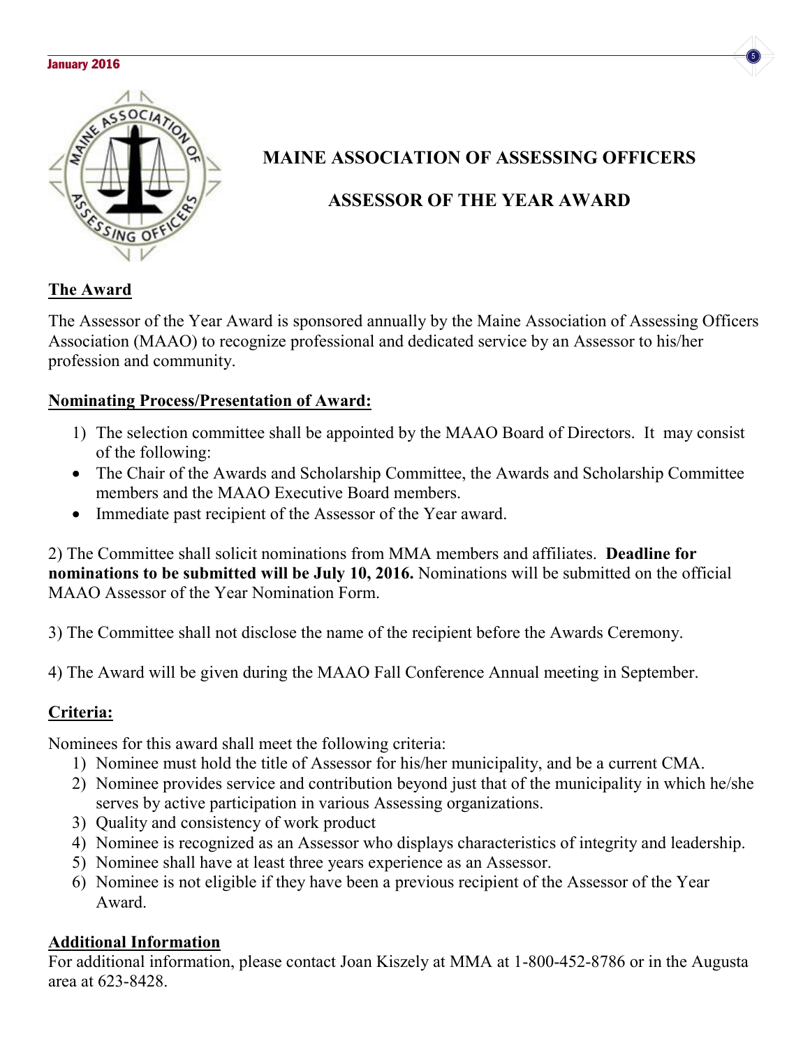# MAINE ASSOCIATION OF ASSESSING OFFICERS

## ASSESSOR OF THE YEAR AWARD

**The Award**

The Assessor of the Year Award is sponsored annually by the Maine Association of Assessing Officers Association (MAAO) to recognize professional and dedicated service by an Assessor to his/her profession and community.

**Nominating Process/Presentation of Award:**

1) The selection committee shall be appointed by the MAAO Board of Directors. It may consist of the following:
   - The Chair of the Awards and Scholarship Committee, the Awards and Scholarship Committee members and the MAAO Executive Board members.
   - Immediate past recipient of the Assessor of the Year award.

2) The Committee shall solicit nominations from MMA members and affiliates. **Deadline for nominations to be submitted will be July 10, 2016.** Nominations will be submitted on the official MAAO Assessor of the Year Nomination Form.

3) The Committee shall not disclose the name of the recipient before the Awards Ceremony.

4) The Award will be given during the MAAO Fall Conference Annual meeting in September.

**Criteria:**

Nominees for this award shall meet the following criteria:

1) Nominee must hold the title of Assessor for his/her municipality, and be a current CMA.
2) Nominee provides service and contribution beyond just that of the municipality in which he/she serves by active participation in various Assessing organizations.
3) Quality and consistency of work product
4) Nominee is recognized as an Assessor who displays characteristics of integrity and leadership.
5) Nominee shall have at least three years experience as an Assessor.
6) Nominee is not eligible if they have been a previous recipient of the Assessor of the Year Award.

**Additional Information**

For additional information, please contact Joan Kiszely at MMA at 1-800-452-8786 or in the Augusta area at 623-8428.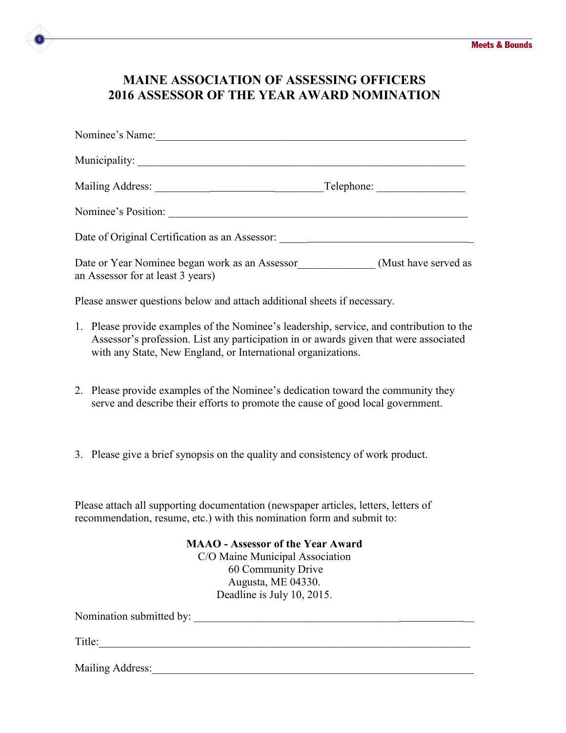# MAINE ASSOCIATION OF ASSESSING OFFICERS
# 2016 ASSESSOR OF THE YEAR AWARD NOMINATION

Nominee's Name:___________________________________________________________

Municipality: _____________________________________________________________

Mailing Address: ________________________________Telephone: ________________

Nominee's Position: ________________________________________________________

Date of Original Certification as an Assessor: ___________________________________

Date or Year Nominee began work as an Assessor______________ (Must have served as an Assessor for at least 3 years)

Please answer questions below and attach additional sheets if necessary.

1. Please provide examples of the Nominee's leadership, service, and contribution to the Assessor's profession. List any participation in or awards given that were associated with any State, New England, or International organizations.

2. Please provide examples of the Nominee's dedication toward the community they serve and describe their efforts to promote the cause of good local government.

3. Please give a brief synopsis on the quality and consistency of work product.

Please attach all supporting documentation (newspaper articles, letters, letters of recommendation, resume, etc.) with this nomination form and submit to:

**MAAO - Assessor of the Year Award**
C/O Maine Municipal Association
60 Community Drive
Augusta, ME 04330.
Deadline is July 10, 2015.

Nomination submitted by: __________________________________________________

Title:_____________________________________________________________________

Mailing Address:____________________________________________________________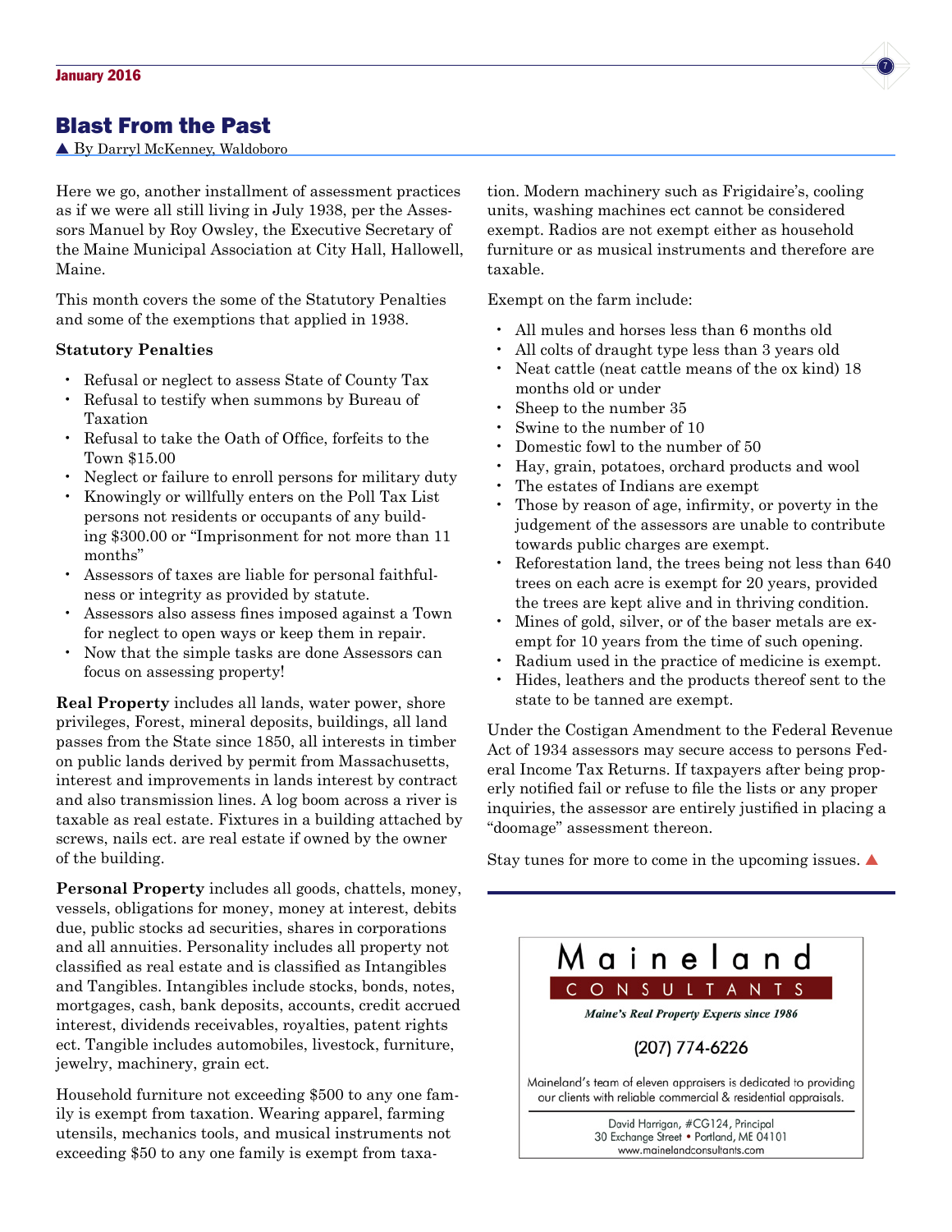## Blast From the Past

▲ By Darryl McKenney, Waldoboro

Here we go, another installment of assessment practices as if we were all still living in July 1938, per the Assessors Manuel by Roy Owsley, the Executive Secretary of the Maine Municipal Association at City Hall, Hallowell, Maine.

This month covers the some of the Statutory Penalties and some of the exemptions that applied in 1938.

**Statutory Penalties**

- Refusal or neglect to assess State of County Tax
- Refusal to testify when summons by Bureau of Taxation
- Refusal to take the Oath of Office, forfeits to the Town $15.00
- Neglect or failure to enroll persons for military duty
- Knowingly or willfully enters on the Poll Tax List persons not residents or occupants of any building $300.00 or "Imprisonment for not more than 11 months"
- Assessors of taxes are liable for personal faithfulness or integrity as provided by statute.
- Assessors also assess fines imposed against a Town for neglect to open ways or keep them in repair.
- Now that the simple tasks are done Assessors can focus on assessing property!

**Real Property** includes all lands, water power, shore privileges, Forest, mineral deposits, buildings, all land passes from the State since 1850, all interests in timber on public lands derived by permit from Massachusetts, interest and improvements in lands interest by contract and also transmission lines. A log boom across a river is taxable as real estate. Fixtures in a building attached by screws, nails ect. are real estate if owned by the owner of the building.

**Personal Property** includes all goods, chattels, money, vessels, obligations for money, money at interest, debits due, public stocks ad securities, shares in corporations and all annuities. Personality includes all property not classified as real estate and is classified as Intangibles and Tangibles. Intangibles include stocks, bonds, notes, mortgages, cash, bank deposits, accounts, credit accrued interest, dividends receivables, royalties, patent rights ect. Tangible includes automobiles, livestock, furniture, jewelry, machinery, grain ect.

Household furniture not exceeding $500 to any one family is exempt from taxation. Wearing apparel, farming utensils, mechanics tools, and musical instruments not exceeding $50 to any one family is exempt from taxation. Modern machinery such as Frigidaire's, cooling units, washing machines ect cannot be considered exempt. Radios are not exempt either as household furniture or as musical instruments and therefore are taxable.

Exempt on the farm include:

- All mules and horses less than 6 months old
- All colts of draught type less than 3 years old
- Neat cattle (neat cattle means of the ox kind) 18 months old or under
- Sheep to the number 35
- Swine to the number of 10
- Domestic fowl to the number of 50
- Hay, grain, potatoes, orchard products and wool
- The estates of Indians are exempt
- Those by reason of age, infirmity, or poverty in the judgement of the assessors are unable to contribute towards public charges are exempt.
- Reforestation land, the trees being not less than 640 trees on each acre is exempt for 20 years, provided the trees are kept alive and in thriving condition.
- Mines of gold, silver, or of the baser metals are exempt for 10 years from the time of such opening.
- Radium used in the practice of medicine is exempt.
- Hides, leathers and the products thereof sent to the state to be tanned are exempt.

Under the Costigan Amendment to the Federal Revenue Act of 1934 assessors may secure access to persons Federal Income Tax Returns. If taxpayers after being properly notified fail or refuse to file the lists or any proper inquiries, the assessor are entirely justified in placing a "doomage" assessment thereon.

Stay tunes for more to come in the upcoming issues. ▲

---

Maineland
CONSULTANTS
*Maine's Real Property Experts since 1986*

(207) 774-6226

Maineland's team of eleven appraisers is dedicated to providing our clients with reliable commercial & residential appraisals.

David Harrigan, #CG124, Principal
30 Exchange Street • Portland, ME 04101
www.mainelandconsultants.com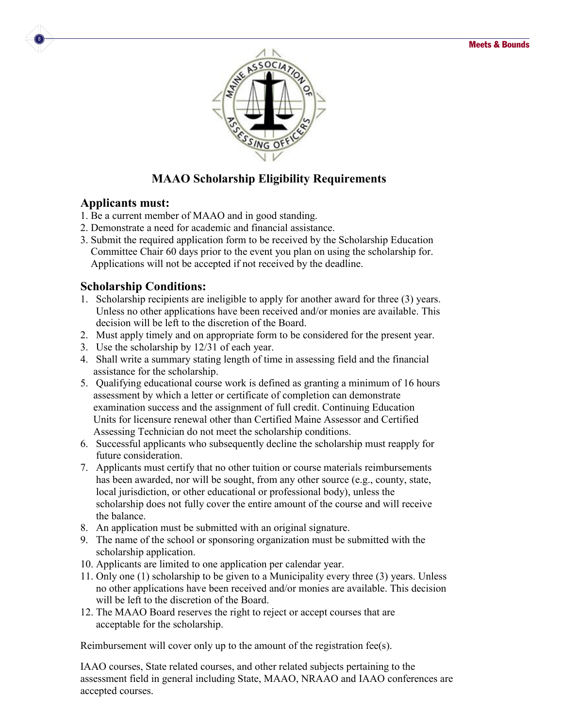# MAAO Scholarship Eligibility Requirements

## Applicants must:

1. Be a current member of MAAO and in good standing.
2. Demonstrate a need for academic and financial assistance.
3. Submit the required application form to be received by the Scholarship Education Committee Chair 60 days prior to the event you plan on using the scholarship for. Applications will not be accepted if not received by the deadline.

## Scholarship Conditions:

1. Scholarship recipients are ineligible to apply for another award for three (3) years. Unless no other applications have been received and/or monies are available. This decision will be left to the discretion of the Board.
2. Must apply timely and on appropriate form to be considered for the present year.
3. Use the scholarship by 12/31 of each year.
4. Shall write a summary stating length of time in assessing field and the financial assistance for the scholarship.
5. Qualifying educational course work is defined as granting a minimum of 16 hours assessment by which a letter or certificate of completion can demonstrate examination success and the assignment of full credit. Continuing Education Units for licensure renewal other than Certified Maine Assessor and Certified Assessing Technician do not meet the scholarship conditions.
6. Successful applicants who subsequently decline the scholarship must reapply for future consideration.
7. Applicants must certify that no other tuition or course materials reimbursements has been awarded, nor will be sought, from any other source (e.g., county, state, local jurisdiction, or other educational or professional body), unless the scholarship does not fully cover the entire amount of the course and will receive the balance.
8. An application must be submitted with an original signature.
9. The name of the school or sponsoring organization must be submitted with the scholarship application.
10. Applicants are limited to one application per calendar year.
11. Only one (1) scholarship to be given to a Municipality every three (3) years. Unless no other applications have been received and/or monies are available. This decision will be left to the discretion of the Board.
12. The MAAO Board reserves the right to reject or accept courses that are acceptable for the scholarship.

Reimbursement will cover only up to the amount of the registration fee(s).

IAAO courses, State related courses, and other related subjects pertaining to the assessment field in general including State, MAAO, NRAAO and IAAO conferences are accepted courses.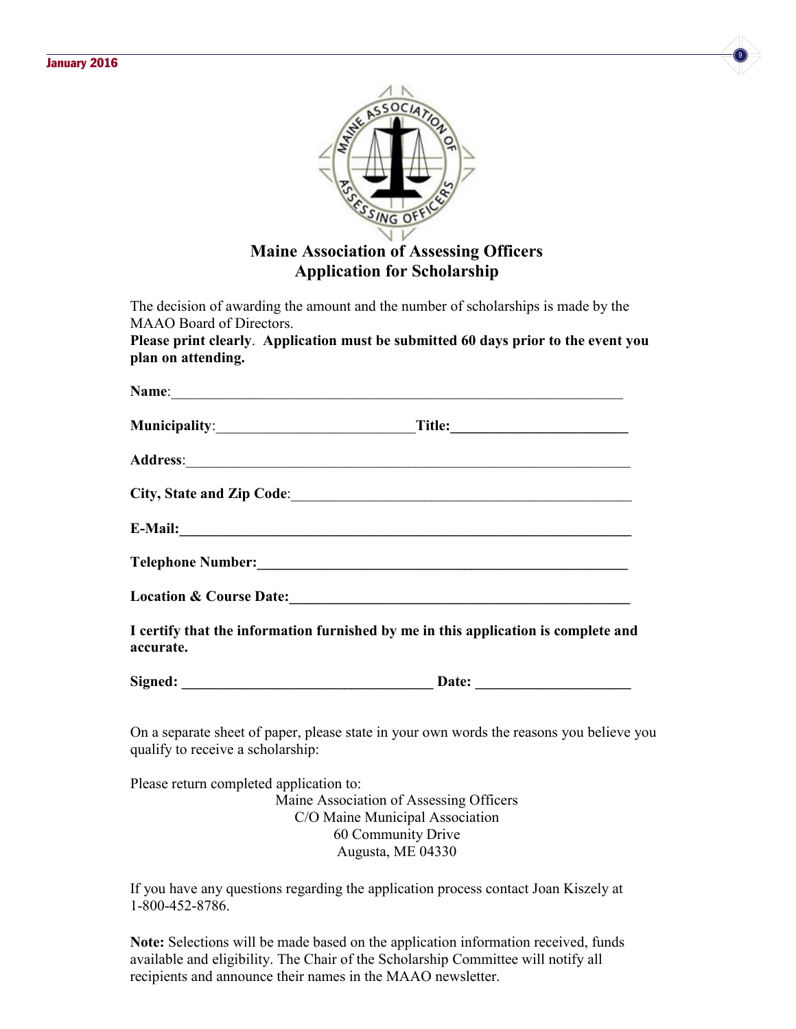# Maine Association of Assessing Officers
## Application for Scholarship

The decision of awarding the amount and the number of scholarships is made by the MAAO Board of Directors.

**Please print clearly**. **Application must be submitted 60 days prior to the event you plan on attending.**

**Name**:_______________________________________________________________

**Municipality**:___________________________**Title:**________________________

**Address**:_____________________________________________________________

**City, State and Zip Code**:______________________________________________

**E-Mail:**______________________________________________________________

**Telephone Number:**___________________________________________________

**Location & Course Date:**______________________________________________

**I certify that the information furnished by me in this application is complete and accurate.**

**Signed:** _________________________________ **Date:** ____________________

On a separate sheet of paper, please state in your own words the reasons you believe you qualify to receive a scholarship:

Please return completed application to:

Maine Association of Assessing Officers
C/O Maine Municipal Association
60 Community Drive
Augusta, ME 04330

If you have any questions regarding the application process contact Joan Kiszely at 1-800-452-8786.

**Note:** Selections will be made based on the application information received, funds available and eligibility. The Chair of the Scholarship Committee will notify all recipients and announce their names in the MAAO newsletter.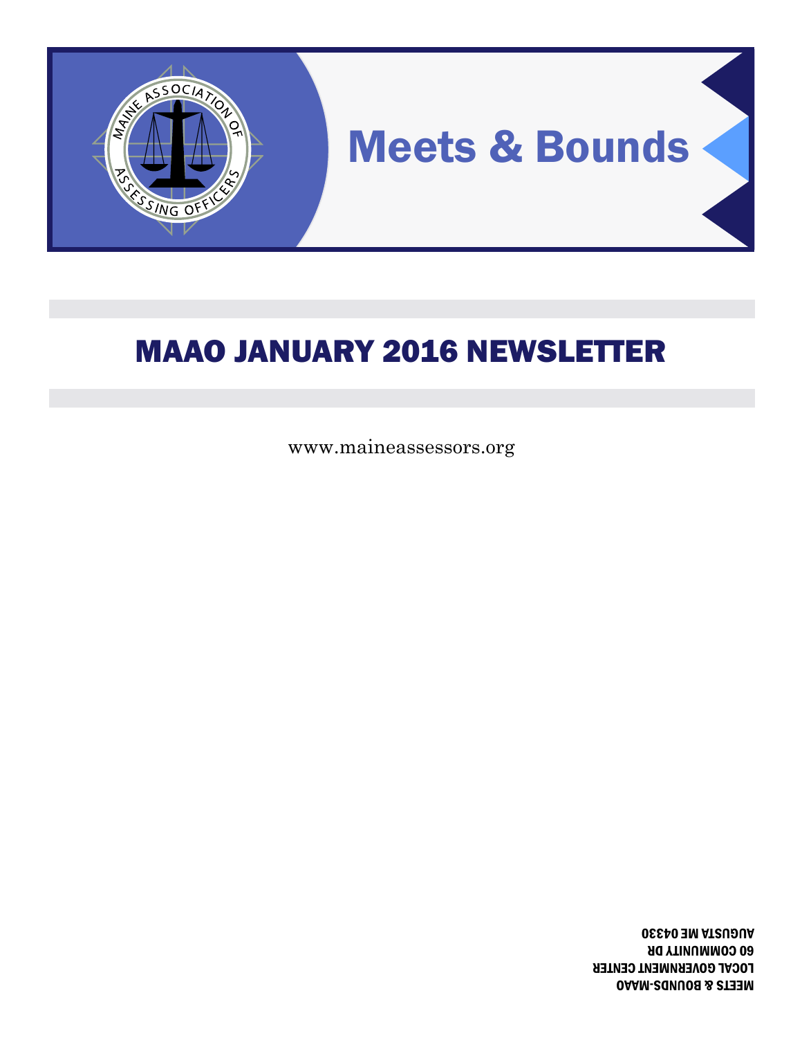# Meets & Bounds

## MAAO JANUARY 2016 NEWSLETTER

www.maineassessors.org

MEETS & BOUNDS-MAAO
LOCAL GOVERNMENT CENTER
60 COMMUNITY DR
AUGUSTA ME 04330